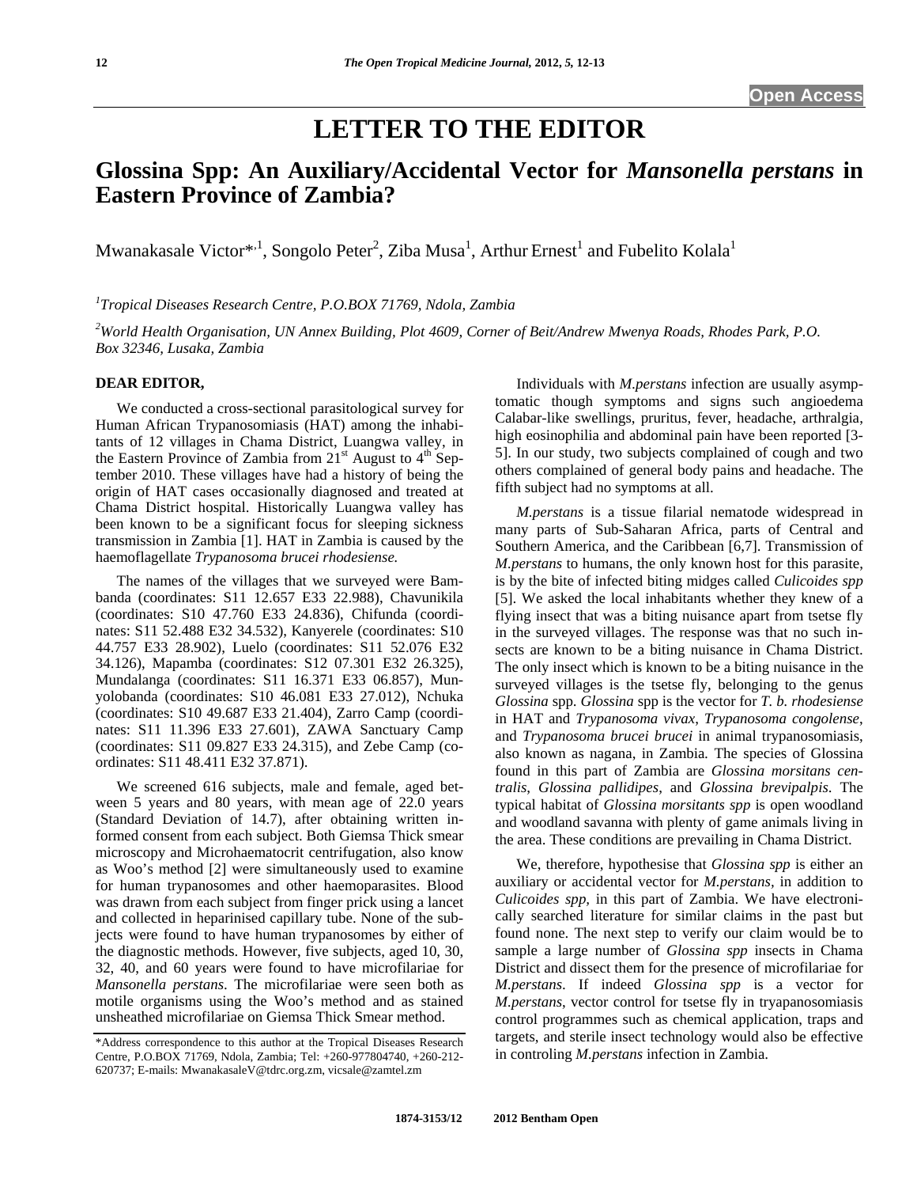Open Access

# LETTER TO THE EDITOR

## Glossina Spp: An Auxiliary/Accidental Vector for *Mansonella perstans* in Eastern Province of Zambia?

Mwanakasale Victor*,[1], Songolo Peter[2], Ziba Musa[1], Arthur Ernest[1] and Fubelito Kolala[1]

[1]*Tropical Diseases Research Centre, P.O.BOX 71769, Ndola, Zambia*

[2]*World Health Organisation, UN Annex Building, Plot 4609, Corner of Beit/Andrew Mwenya Roads, Rhodes Park, P.O. Box 32346, Lusaka, Zambia*

**DEAR EDITOR,**

We conducted a cross-sectional parasitological survey for Human African Trypanosomiasis (HAT) among the inhabitants of 12 villages in Chama District, Luangwa valley, in the Eastern Province of Zambia from 21st August to 4th September 2010. These villages have had a history of being the origin of HAT cases occasionally diagnosed and treated at Chama District hospital. Historically Luangwa valley has been known to be a significant focus for sleeping sickness transmission in Zambia [1]. HAT in Zambia is caused by the haemoflagellate *Trypanosoma brucei rhodesiense.*

The names of the villages that we surveyed were Bambanda (coordinates: S11 12.657 E33 22.988), Chavunikila (coordinates: S10 47.760 E33 24.836), Chifunda (coordinates: S11 52.488 E32 34.532), Kanyerele (coordinates: S10 44.757 E33 28.902), Luelo (coordinates: S11 52.076 E32 34.126), Mapamba (coordinates: S12 07.301 E32 26.325), Mundalanga (coordinates: S11 16.371 E33 06.857), Munyolobanda (coordinates: S10 46.081 E33 27.012), Nchuka (coordinates: S10 49.687 E33 21.404), Zarro Camp (coordinates: S11 11.396 E33 27.601), ZAWA Sanctuary Camp (coordinates: S11 09.827 E33 24.315), and Zebe Camp (coordinates: S11 48.411 E32 37.871).

We screened 616 subjects, male and female, aged between 5 years and 80 years, with mean age of 22.0 years (Standard Deviation of 14.7), after obtaining written informed consent from each subject. Both Giemsa Thick smear microscopy and Microhaematocrit centrifugation, also know as Woo's method [2] were simultaneously used to examine for human trypanosomes and other haemoparasites. Blood was drawn from each subject from finger prick using a lancet and collected in heparinised capillary tube. None of the subjects were found to have human trypanosomes by either of the diagnostic methods. However, five subjects, aged 10, 30, 32, 40, and 60 years were found to have microfilariae for *Mansonella perstans*. The microfilariae were seen both as motile organisms using the Woo's method and as stained unsheathed microfilariae on Giemsa Thick Smear method.

Individuals with *M.perstans* infection are usually asymptomatic though symptoms and signs such angioedema Calabar-like swellings, pruritus, fever, headache, arthralgia, high eosinophilia and abdominal pain have been reported [3-5]. In our study, two subjects complained of cough and two others complained of general body pains and headache. The fifth subject had no symptoms at all.

*M.perstans* is a tissue filarial nematode widespread in many parts of Sub-Saharan Africa, parts of Central and Southern America, and the Caribbean [6,7]. Transmission of *M.perstans* to humans, the only known host for this parasite, is by the bite of infected biting midges called *Culicoides spp* [5]. We asked the local inhabitants whether they knew of a flying insect that was a biting nuisance apart from tsetse fly in the surveyed villages. The response was that no such insects are known to be a biting nuisance in Chama District. The only insect which is known to be a biting nuisance in the surveyed villages is the tsetse fly, belonging to the genus *Glossina* spp. *Glossina* spp is the vector for *T. b. rhodesiense* in HAT and *Trypanosoma vivax*, *Trypanosoma congolense*, and *Trypanosoma brucei brucei* in animal trypanosomiasis, also known as nagana, in Zambia. The species of Glossina found in this part of Zambia are *Glossina morsitans centralis*, *Glossina pallidipes*, and *Glossina brevipalpis*. The typical habitat of *Glossina morsitants spp* is open woodland and woodland savanna with plenty of game animals living in the area. These conditions are prevailing in Chama District.

We, therefore, hypothesise that *Glossina spp* is either an auxiliary or accidental vector for *M.perstans*, in addition to *Culicoides spp,* in this part of Zambia. We have electronically searched literature for similar claims in the past but found none. The next step to verify our claim would be to sample a large number of *Glossina spp* insects in Chama District and dissect them for the presence of microfilariae for *M.perstans*. If indeed *Glossina spp* is a vector for *M.perstans*, vector control for tsetse fly in tryapanosomiasis control programmes such as chemical application, traps and targets, and sterile insect technology would also be effective in controling *M.perstans* infection in Zambia.

*Address correspondence to this author at the Tropical Diseases Research Centre, P.O.BOX 71769, Ndola, Zambia; Tel: +260-977804740, +260-212-620737; E-mails: MwanakasaleV@tdrc.org.zm, vicsale@zamtel.zm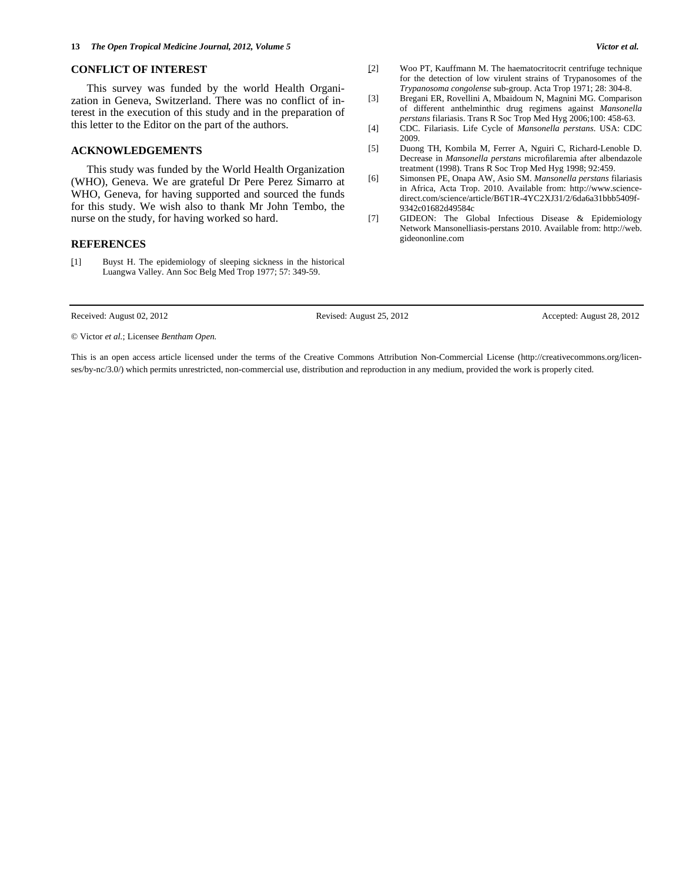## CONFLICT OF INTEREST

This survey was funded by the world Health Organization in Geneva, Switzerland. There was no conflict of interest in the execution of this study and in the preparation of this letter to the Editor on the part of the authors.

## ACKNOWLEDGEMENTS

This study was funded by the World Health Organization (WHO), Geneva. We are grateful Dr Pere Perez Simarro at WHO, Geneva, for having supported and sourced the funds for this study. We wish also to thank Mr John Tembo, the nurse on the study, for having worked so hard.

## REFERENCES

[1] Buyst H. The epidemiology of sleeping sickness in the historical Luangwa Valley. Ann Soc Belg Med Trop 1977; 57: 349-59.

[2] Woo PT, Kauffmann M. The haematocritocrit centrifuge technique for the detection of low virulent strains of Trypanosomes of the *Trypanosoma congolense* sub-group. Acta Trop 1971; 28: 304-8.

[3] Bregani ER, Rovellini A, Mbaidoum N, Magnini MG. Comparison of different anthelminthic drug regimens against *Mansonella perstans* filariasis. Trans R Soc Trop Med Hyg 2006;100: 458-63.

[4] CDC. Filariasis. Life Cycle of *Mansonella perstans*. USA: CDC 2009.

[5] Duong TH, Kombila M, Ferrer A, Nguiri C, Richard-Lenoble D. Decrease in *Mansonella perstans* microfilaremia after albendazole treatment (1998). Trans R Soc Trop Med Hyg 1998; 92:459.

[6] Simonsen PE, Onapa AW, Asio SM. *Mansonella perstans* filariasis in Africa, Acta Trop. 2010. Available from: http://www.sciencedirect.com/science/article/B6T1R-4YC2XJ31/2/6da6a31bbb5409f-9342c01682d49584c

[7] GIDEON: The Global Infectious Disease & Epidemiology Network Mansonelliasis-perstans 2010. Available from: http://web.gideononline.com

Received: August 02, 2012 Revised: August 25, 2012 Accepted: August 28, 2012

© Victor *et al.*; Licensee *Bentham Open.*

This is an open access article licensed under the terms of the Creative Commons Attribution Non-Commercial License (http://creativecommons.org/licenses/by-nc/3.0/) which permits unrestricted, non-commercial use, distribution and reproduction in any medium, provided the work is properly cited.